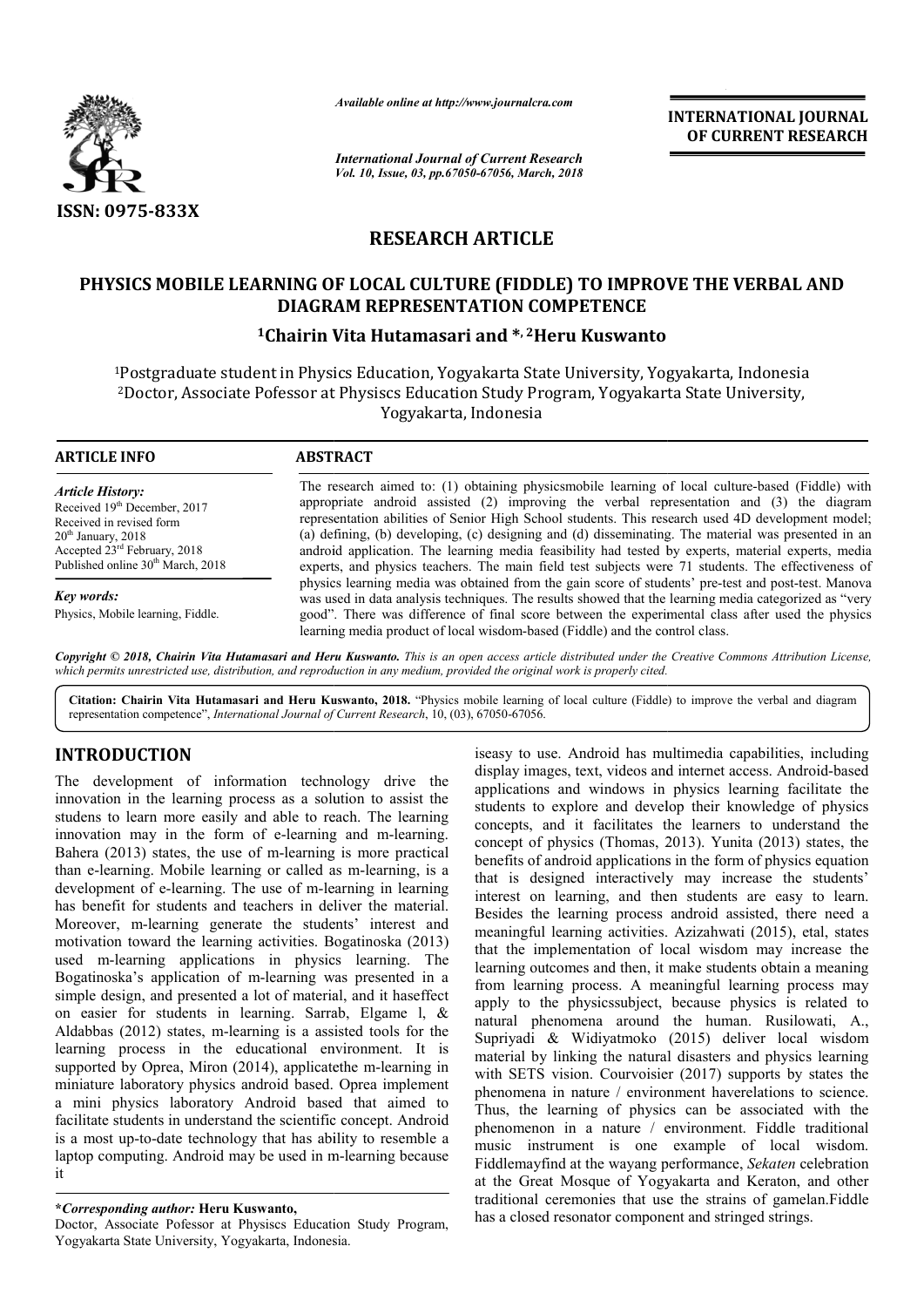**RESEARCH ARTICLE**

# PHYSICS MOBILE LEARNING OF LOCAL CULTURE (FIDDLE) TO IMPROVE THE VERBAL AND DIAGRAM REPRESENTATION COMPETENCE

**[1]Chairin Vita Hutamasari and *, [2]Heru Kuswanto**

[1]Postgraduate student in Physics Education, Yogyakarta State University, Yogyakarta, Indonesia
[2]Doctor, Associate Pofessor at Physiscs Education Study Program, Yogyakarta State University, Yogyakarta, Indonesia

**ARTICLE INFO**

*Article History:*
Received 19th December, 2017
Received in revised form
20th January, 2018
Accepted 23rd February, 2018
Published online 30th March, 2018

*Key words:*
Physics, Mobile learning, Fiddle.

**ABSTRACT**

The research aimed to: (1) obtaining physicsmobile learning of local culture-based (Fiddle) with appropriate android assisted (2) improving the verbal representation and (3) the diagram representation abilities of Senior High School students. This research used 4D development model; (a) defining, (b) developing, (c) designing and (d) disseminating. The material was presented in an android application. The learning media feasibility had tested by experts, material experts, media experts, and physics teachers. The main field test subjects were 71 students. The effectiveness of physics learning media was obtained from the gain score of students' pre-test and post-test. Manova was used in data analysis techniques. The results showed that the learning media categorized as "very good". There was difference of final score between the experimental class after used the physics learning media product of local wisdom-based (Fiddle) and the control class.

***Copyright © 2018, Chairin Vita Hutamasari and Heru Kuswanto.*** *This is an open access article distributed under the Creative Commons Attribution License, which permits unrestricted use, distribution, and reproduction in any medium, provided the original work is properly cited.*

**Citation: Chairin Vita Hutamasari and Heru Kuswanto, 2018.** "Physics mobile learning of local culture (Fiddle) to improve the verbal and diagram representation competence", *International Journal of Current Research*, 10, (03), 67050-67056.

## INTRODUCTION

The development of information technology drive the innovation in the learning process as a solution to assist the studens to learn more easily and able to reach. The learning innovation may in the form of e-learning and m-learning. Bahera (2013) states, the use of m-learning is more practical than e-learning. Mobile learning or called as m-learning, is a development of e-learning. The use of m-learning in learning has benefit for students and teachers in deliver the material. Moreover, m-learning generate the students' interest and motivation toward the learning activities. Bogatinoska (2013) used m-learning applications in physics learning. The Bogatinoska's application of m-learning was presented in a simple design, and presented a lot of material, and it haseffect on easier for students in learning. Sarrab, Elgame l, & Aldabbas (2012) states, m-learning is a assisted tools for the learning process in the educational environment. It is supported by Oprea, Miron (2014), applicatethe m-learning in miniature laboratory physics android based. Oprea implement a mini physics laboratory Android based that aimed to facilitate students in understand the scientific concept. Android is a most up-to-date technology that has ability to resemble a laptop computing. Android may be used in m-learning because it iseasy to use. Android has multimedia capabilities, including display images, text, videos and internet access. Android-based applications and windows in physics learning facilitate the students to explore and develop their knowledge of physics concepts, and it facilitates the learners to understand the concept of physics (Thomas, 2013). Yunita (2013) states, the benefits of android applications in the form of physics equation that is designed interactively may increase the students' interest on learning, and then students are easy to learn. Besides the learning process android assisted, there need a meaningful learning activities. Azizahwati (2015), etal, states that the implementation of local wisdom may increase the learning outcomes and then, it make students obtain a meaning from learning process. A meaningful learning process may apply to the physicssubject, because physics is related to natural phenomena around the human. Rusilowati, A., Supriyadi & Widiyatmoko (2015) deliver local wisdom material by linking the natural disasters and physics learning with SETS vision. Courvoisier (2017) supports by states the phenomena in nature / environment haverelations to science. Thus, the learning of physics can be associated with the phenomenon in a nature / environment. Fiddle traditional music instrument is one example of local wisdom. Fiddlemayfind at the wayang performance, *Sekaten* celebration at the Great Mosque of Yogyakarta and Keraton, and other traditional ceremonies that use the strains of gamelan.Fiddle has a closed resonator component and stringed strings.

**\*Corresponding author: Heru Kuswanto,**
Doctor, Associate Pofessor at Physiscs Education Study Program, Yogyakarta State University, Yogyakarta, Indonesia.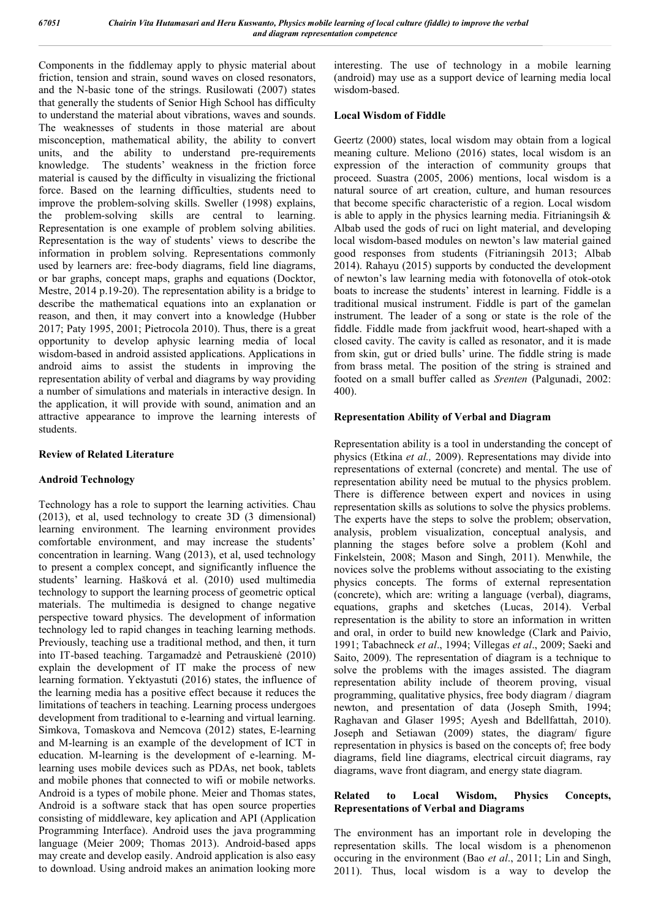Components in the fiddlemay apply to physic material about friction, tension and strain, sound waves on closed resonators, and the N-basic tone of the strings. Rusilowati (2007) states that generally the students of Senior High School has difficulty to understand the material about vibrations, waves and sounds. The weaknesses of students in those material are about misconception, mathematical ability, the ability to convert units, and the ability to understand pre-requirements knowledge. The students' weakness in the friction force material is caused by the difficulty in visualizing the frictional force. Based on the learning difficulties, students need to improve the problem-solving skills. Sweller (1998) explains, the problem-solving skills are central to learning. Representation is one example of problem solving abilities. Representation is the way of students' views to describe the information in problem solving. Representations commonly used by learners are: free-body diagrams, field line diagrams, or bar graphs, concept maps, graphs and equations (Docktor, Mestre, 2014 p.19-20). The representation ability is a bridge to describe the mathematical equations into an explanation or reason, and then, it may convert into a knowledge (Hubber 2017; Paty 1995, 2001; Pietrocola 2010). Thus, there is a great opportunity to develop aphysic learning media of local wisdom-based in android assisted applications. Applications in android aims to assist the students in improving the representation ability of verbal and diagrams by way providing a number of simulations and materials in interactive design. In the application, it will provide with sound, animation and an attractive appearance to improve the learning interests of students.

## Review of Related Literature

### Android Technology

Technology has a role to support the learning activities. Chau (2013), et al, used technology to create 3D (3 dimensional) learning environment. The learning environment provides comfortable environment, and may increase the students' concentration in learning. Wang (2013), et al, used technology to present a complex concept, and significantly influence the students' learning. Hašková et al. (2010) used multimedia technology to support the learning process of geometric optical materials. The multimedia is designed to change negative perspective toward physics. The development of information technology led to rapid changes in teaching learning methods. Previously, teaching use a traditional method, and then, it turn into IT-based teaching. Targamadzė and Petrauskienė (2010) explain the development of IT make the process of new learning formation. Yektyastuti (2016) states, the influence of the learning media has a positive effect because it reduces the limitations of teachers in teaching. Learning process undergoes development from traditional to e-learning and virtual learning. Simkova, Tomaskova and Nemcova (2012) states, E-learning and M-learning is an example of the development of ICT in education. M-learning is the development of e-learning. M-learning uses mobile devices such as PDAs, net book, tablets and mobile phones that connected to wifi or mobile networks. Android is a types of mobile phone. Meier and Thomas states, Android is a software stack that has open source properties consisting of middleware, key aplication and API (Application Programming Interface). Android uses the java programming language (Meier 2009; Thomas 2013). Android-based apps may create and develop easily. Android application is also easy to download. Using android makes an animation looking more interesting. The use of technology in a mobile learning (android) may use as a support device of learning media local wisdom-based.

### Local Wisdom of Fiddle

Geertz (2000) states, local wisdom may obtain from a logical meaning culture. Meliono (2016) states, local wisdom is an expression of the interaction of community groups that proceed. Suastra (2005, 2006) mentions, local wisdom is a natural source of art creation, culture, and human resources that become specific characteristic of a region. Local wisdom is able to apply in the physics learning media. Fitrianingsih & Albab used the gods of ruci on light material, and developing local wisdom-based modules on newton's law material gained good responses from students (Fitrianingsih 2013; Albab 2014). Rahayu (2015) supports by conducted the development of newton's law learning media with fotonovella of otok-otok boats to increase the students' interest in learning. Fiddle is a traditional musical instrument. Fiddle is part of the gamelan instrument. The leader of a song or state is the role of the fiddle. Fiddle made from jackfruit wood, heart-shaped with a closed cavity. The cavity is called as resonator, and it is made from skin, gut or dried bulls' urine. The fiddle string is made from brass metal. The position of the string is strained and footed on a small buffer called as *Srenten* (Palgunadi, 2002: 400).

### Representation Ability of Verbal and Diagram

Representation ability is a tool in understanding the concept of physics (Etkina *et al.,* 2009). Representations may divide into representations of external (concrete) and mental. The use of representation ability need be mutual to the physics problem. There is difference between expert and novices in using representation skills as solutions to solve the physics problems. The experts have the steps to solve the problem; observation, analysis, problem visualization, conceptual analysis, and planning the stages before solve a problem (Kohl and Finkelstein, 2008; Mason and Singh, 2011). Menwhile, the novices solve the problems without associating to the existing physics concepts. The forms of external representation (concrete), which are: writing a language (verbal), diagrams, equations, graphs and sketches (Lucas, 2014). Verbal representation is the ability to store an information in written and oral, in order to build new knowledge (Clark and Paivio, 1991; Tabachneck *et al*., 1994; Villegas *et al*., 2009; Saeki and Saito, 2009). The representation of diagram is a technique to solve the problems with the images assisted. The diagram representation ability include of theorem proving, visual programming, qualitative physics, free body diagram / diagram newton, and presentation of data (Joseph Smith, 1994; Raghavan and Glaser 1995; Ayesh and Bdellfattah, 2010). Joseph and Setiawan (2009) states, the diagram/ figure representation in physics is based on the concepts of; free body diagrams, field line diagrams, electrical circuit diagrams, ray diagrams, wave front diagram, and energy state diagram.

### Related to Local Wisdom, Physics Concepts, Representations of Verbal and Diagrams

The environment has an important role in developing the representation skills. The local wisdom is a phenomenon occuring in the environment (Bao *et al*., 2011; Lin and Singh, 2011). Thus, local wisdom is a way to develop the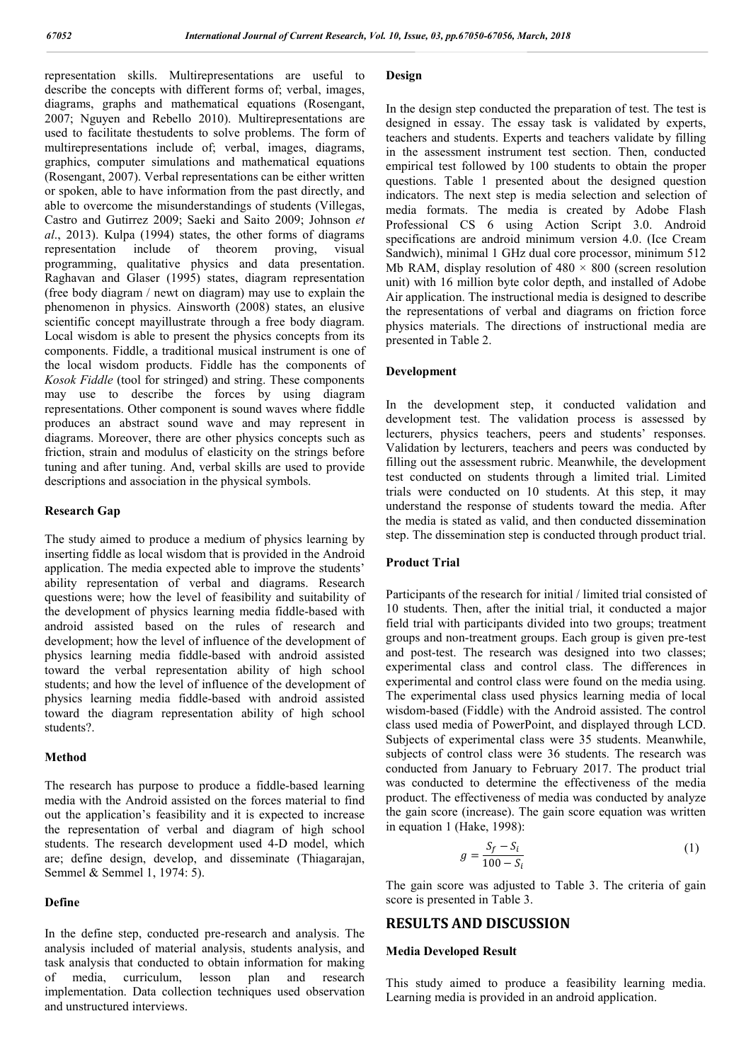representation skills. Multirepresentations are useful to describe the concepts with different forms of; verbal, images, diagrams, graphs and mathematical equations (Rosengant, 2007; Nguyen and Rebello 2010). Multirepresentations are used to facilitate thestudents to solve problems. The form of multirepresentations include of; verbal, images, diagrams, graphics, computer simulations and mathematical equations (Rosengant, 2007). Verbal representations can be either written or spoken, able to have information from the past directly, and able to overcome the misunderstandings of students (Villegas, Castro and Gutirrez 2009; Saeki and Saito 2009; Johnson *et al*., 2013). Kulpa (1994) states, the other forms of diagrams representation include of theorem proving, visual programming, qualitative physics and data presentation. Raghavan and Glaser (1995) states, diagram representation (free body diagram / newt on diagram) may use to explain the phenomenon in physics. Ainsworth (2008) states, an elusive scientific concept mayillustrate through a free body diagram. Local wisdom is able to present the physics concepts from its components. Fiddle, a traditional musical instrument is one of the local wisdom products. Fiddle has the components of *Kosok Fiddle* (tool for stringed) and string. These components may use to describe the forces by using diagram representations. Other component is sound waves where fiddle produces an abstract sound wave and may represent in diagrams. Moreover, there are other physics concepts such as friction, strain and modulus of elasticity on the strings before tuning and after tuning. And, verbal skills are used to provide descriptions and association in the physical symbols.

### Research Gap

The study aimed to produce a medium of physics learning by inserting fiddle as local wisdom that is provided in the Android application. The media expected able to improve the students' ability representation of verbal and diagrams. Research questions were; how the level of feasibility and suitability of the development of physics learning media fiddle-based with android assisted based on the rules of research and development; how the level of influence of the development of physics learning media fiddle-based with android assisted toward the verbal representation ability of high school students; and how the level of influence of the development of physics learning media fiddle-based with android assisted toward the diagram representation ability of high school students?.

### Method

The research has purpose to produce a fiddle-based learning media with the Android assisted on the forces material to find out the application's feasibility and it is expected to increase the representation of verbal and diagram of high school students. The research development used 4-D model, which are; define design, develop, and disseminate (Thiagarajan, Semmel & Semmel 1, 1974: 5).

### Define

In the define step, conducted pre-research and analysis. The analysis included of material analysis, students analysis, and task analysis that conducted to obtain information for making of media, curriculum, lesson plan and research implementation. Data collection techniques used observation and unstructured interviews.

### Design

In the design step conducted the preparation of test. The test is designed in essay. The essay task is validated by experts, teachers and students. Experts and teachers validate by filling in the assessment instrument test section. Then, conducted empirical test followed by 100 students to obtain the proper questions. Table 1 presented about the designed question indicators. The next step is media selection and selection of media formats. The media is created by Adobe Flash Professional CS 6 using Action Script 3.0. Android specifications are android minimum version 4.0. (Ice Cream Sandwich), minimal 1 GHz dual core processor, minimum 512 Mb RAM, display resolution of 480 × 800 (screen resolution unit) with 16 million byte color depth, and installed of Adobe Air application. The instructional media is designed to describe the representations of verbal and diagrams on friction force physics materials. The directions of instructional media are presented in Table 2.

### Development

In the development step, it conducted validation and development test. The validation process is assessed by lecturers, physics teachers, peers and students' responses. Validation by lecturers, teachers and peers was conducted by filling out the assessment rubric. Meanwhile, the development test conducted on students through a limited trial. Limited trials were conducted on 10 students. At this step, it may understand the response of students toward the media. After the media is stated as valid, and then conducted dissemination step. The dissemination step is conducted through product trial.

### Product Trial

Participants of the research for initial / limited trial consisted of 10 students. Then, after the initial trial, it conducted a major field trial with participants divided into two groups; treatment groups and non-treatment groups. Each group is given pre-test and post-test. The research was designed into two classes; experimental class and control class. The differences in experimental and control class were found on the media using. The experimental class used physics learning media of local wisdom-based (Fiddle) with the Android assisted. The control class used media of PowerPoint, and displayed through LCD. Subjects of experimental class were 35 students. Meanwhile, subjects of control class were 36 students. The research was conducted from January to February 2017. The product trial was conducted to determine the effectiveness of the media product. The effectiveness of media was conducted by analyze the gain score (increase). The gain score equation was written in equation 1 (Hake, 1998):

$$g = \frac{S_f - S_i}{100 - S_i} \quad (1)$$

The gain score was adjusted to Table 3. The criteria of gain score is presented in Table 3.

## RESULTS AND DISCUSSION

### Media Developed Result

This study aimed to produce a feasibility learning media. Learning media is provided in an android application.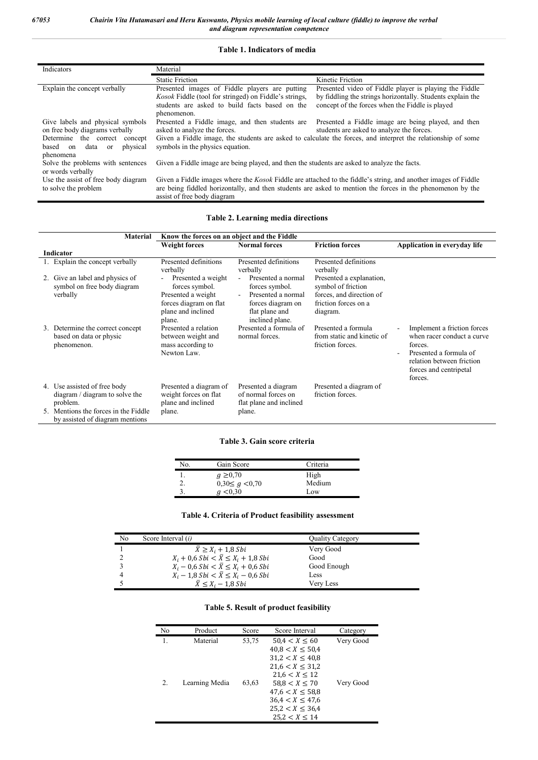**Table 1. Indicators of media**

| Indicators | Material | |
|---|---|---|
| | Static Friction | Kinetic Friction |
| Explain the concept verbally | Presented images of Fiddle players are putting *Kosok* Fiddle (tool for stringed) on Fiddle's strings, students are asked to build facts based on the phenomenon. | Presented video of Fiddle player is playing the Fiddle by fiddling the strings horizontally. Students explain the concept of the forces when the Fiddle is played |
| Give labels and physical symbols on free body diagrams verbally | Presented a Fiddle image, and then students are asked to analyze the forces. | Presented a Fiddle image are being played, and then students are asked to analyze the forces. |
| Determine the correct concept based on data or physical phenomena | Given a Fiddle image, the students are asked to calculate the forces, and interpret the relationship of some symbols in the physics equation. | |
| Solve the problems with sentences or words verbally | Given a Fiddle image are being played, and then the students are asked to analyze the facts. | |
| Use the assist of free body diagram to solve the problem | Given a Fiddle images where the *Kosok* Fiddle are attached to the fiddle's string, and another images of Fiddle are being fiddled horizontally, and then students are asked to mention the forces in the phenomenon by the assist of free body diagram | |

**Table 2. Learning media directions**

| Material | Know the forces on an object and the Fiddle | | | |
|---|---|---|---|---|
| **Indicator** | **Weight forces** | **Normal forces** | **Friction forces** | **Application in everyday life** |
| 1. Explain the concept verbally | Presented definitions verbally | Presented definitions verbally | Presented definitions verbally | |
| 2. Give an label and physics of symbol on free body diagram verbally | - Presented a weight forces symbol. Presented a weight forces diagram on flat plane and inclined plane. | - Presented a normal forces symbol. - Presented a normal forces diagram on flat plane and inclined plane. | Presented a explanation, symbol of friction forces, and direction of friction forces on a diagram. | |
| 3. Determine the correct concept based on data or physic phenomenon. | Presented a relation between weight and mass according to Newton Law. | Presented a formula of normal forces. | Presented a formula from static and kinetic of friction forces. | - Implement a friction forces when racer conduct a curve forces. - Presented a formula of relation between friction forces and centripetal forces. |
| 4. Use assisted of free body diagram / diagram to solve the problem. 5. Mentions the forces in the Fiddle by assisted of diagram mentions | Presented a diagram of weight forces on flat plane and inclined plane. | Presented a diagram of normal forces on flat plane and inclined plane. | Presented a diagram of friction forces. | |

**Table 3. Gain score criteria**

| No. | Gain Score | Criteria |
|---|---|---|
| 1. | $g \geq 0{,}70$ | High |
| 2. | $0{,}30 \leq g < 0{,}70$ | Medium |
| 3. | $g < 0{,}30$ | Low |

**Table 4. Criteria of Product feasibility assessment**

| No | Score Interval (*i*) | Quality Category |
|---|---|---|
| 1 | $\bar{X} \geq X_i + 1{,}8\, Sbi$ | Very Good |
| 2 | $X_i + 0{,}6\, Sbi < \bar{X} \leq X_i + 1{,}8\, Sbi$ | Good |
| 3 | $X_i - 0{,}6\, Sbi < \bar{X} \leq X_i + 0{,}6\, Sbi$ | Good Enough |
| 4 | $X_i - 1{,}8\, Sbi < \bar{X} \leq X_i - 0{,}6\, Sbi$ | Less |
| 5 | $\bar{X} \leq X_i - 1{,}8\, Sbi$ | Very Less |

**Table 5. Result of product feasibility**

| No | Product | Score | Score Interval | Category |
|---|---|---|---|---|
| 1. | Material | 53,75 | $50{,}4 < X \leq 60$ | Very Good |
| | | | $40{,}8 < X \leq 50{,}4$ | |
| | | | $31{,}2 < X \leq 40{,}8$ | |
| | | | $21{,}6 < X \leq 31{,}2$ | |
| | | | $21{,}6 < X \leq 12$ | |
| 2. | Learning Media | 63,63 | $58{,}8 < X \leq 70$ | Very Good |
| | | | $47{,}6 < X \leq 58{,}8$ | |
| | | | $36{,}4 < X \leq 47{,}6$ | |
| | | | $25{,}2 < X \leq 36{,}4$ | |
| | | | $25{,}2 < X \leq 14$ | |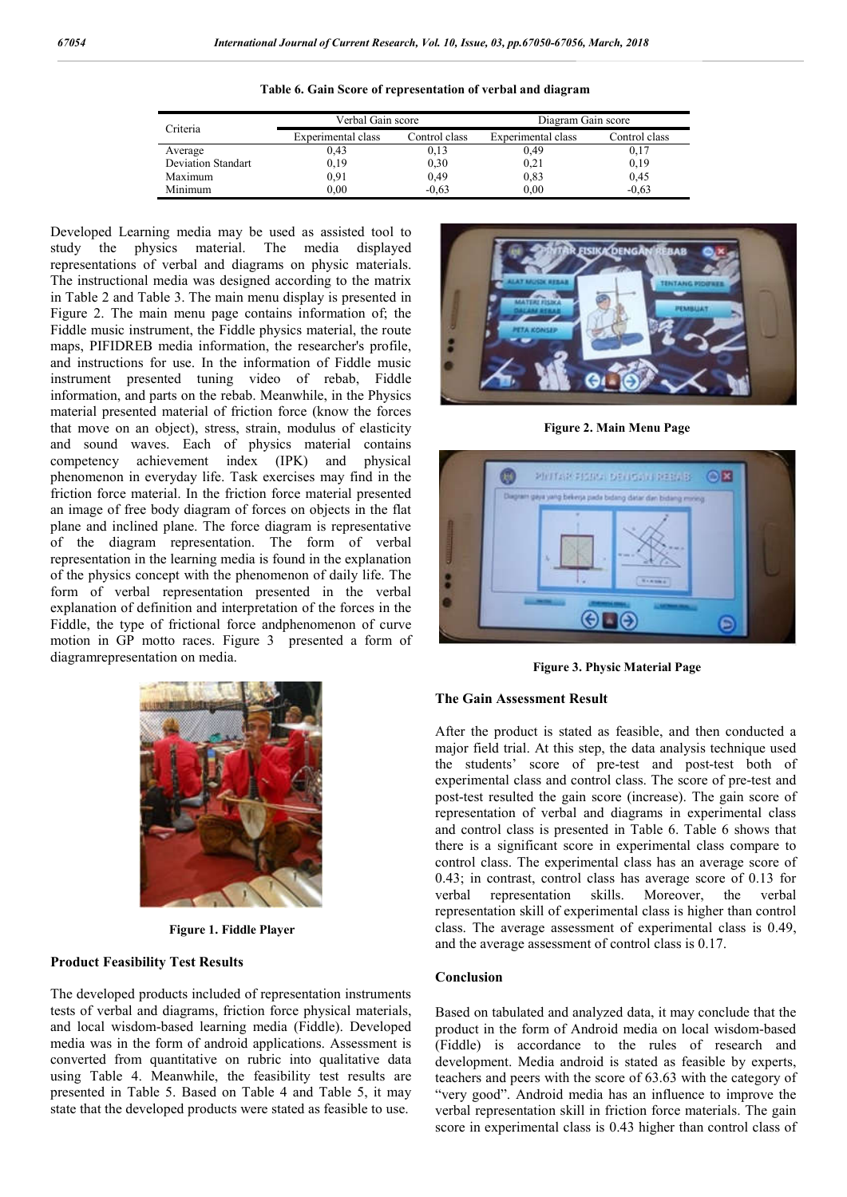Table 6. Gain Score of representation of verbal and diagram

| Criteria | Verbal Gain score | | Diagram Gain score | |
|---|---|---|---|---|
| | Experimental class | Control class | Experimental class | Control class |
| Average | 0,43 | 0,13 | 0,49 | 0,17 |
| Deviation Standart | 0,19 | 0,30 | 0,21 | 0,19 |
| Maximum | 0,91 | 0,49 | 0,83 | 0,45 |
| Minimum | 0,00 | -0,63 | 0,00 | -0,63 |

Developed Learning media may be used as assisted tool to study the physics material. The media displayed representations of verbal and diagrams on physic materials. The instructional media was designed according to the matrix in Table 2 and Table 3. The main menu display is presented in Figure 2. The main menu page contains information of; the Fiddle music instrument, the Fiddle physics material, the route maps, PIFIDREB media information, the researcher's profile, and instructions for use. In the information of Fiddle music instrument presented tuning video of rebab, Fiddle information, and parts on the rebab. Meanwhile, in the Physics material presented material of friction force (know the forces that move on an object), stress, strain, modulus of elasticity and sound waves. Each of physics material contains competency achievement index (IPK) and physical phenomenon in everyday life. Task exercises may find in the friction force material. In the friction force material presented an image of free body diagram of forces on objects in the flat plane and inclined plane. The force diagram is representative of the diagram representation. The form of verbal representation in the learning media is found in the explanation of the physics concept with the phenomenon of daily life. The form of verbal representation presented in the verbal explanation of definition and interpretation of the forces in the Fiddle, the type of frictional force andphenomenon of curve motion in GP motto races. Figure 3 presented a form of diagramrepresentation on media.

Figure 1. Fiddle Player

Figure 2. Main Menu Page

Figure 3. Physic Material Page

### Product Feasibility Test Results

The developed products included of representation instruments tests of verbal and diagrams, friction force physical materials, and local wisdom-based learning media (Fiddle). Developed media was in the form of android applications. Assessment is converted from quantitative on rubric into qualitative data using Table 4. Meanwhile, the feasibility test results are presented in Table 5. Based on Table 4 and Table 5, it may state that the developed products were stated as feasible to use.

### The Gain Assessment Result

After the product is stated as feasible, and then conducted a major field trial. At this step, the data analysis technique used the students' score of pre-test and post-test both of experimental class and control class. The score of pre-test and post-test resulted the gain score (increase). The gain score of representation of verbal and diagrams in experimental class and control class is presented in Table 6. Table 6 shows that there is a significant score in experimental class compare to control class. The experimental class has an average score of 0.43; in contrast, control class has average score of 0.13 for verbal representation skills. Moreover, the verbal representation skill of experimental class is higher than control class. The average assessment of experimental class is 0.49, and the average assessment of control class is 0.17.

### Conclusion

Based on tabulated and analyzed data, it may conclude that the product in the form of Android media on local wisdom-based (Fiddle) is accordance to the rules of research and development. Media android is stated as feasible by experts, teachers and peers with the score of 63.63 with the category of "very good". Android media has an influence to improve the verbal representation skill in friction force materials. The gain score in experimental class is 0.43 higher than control class of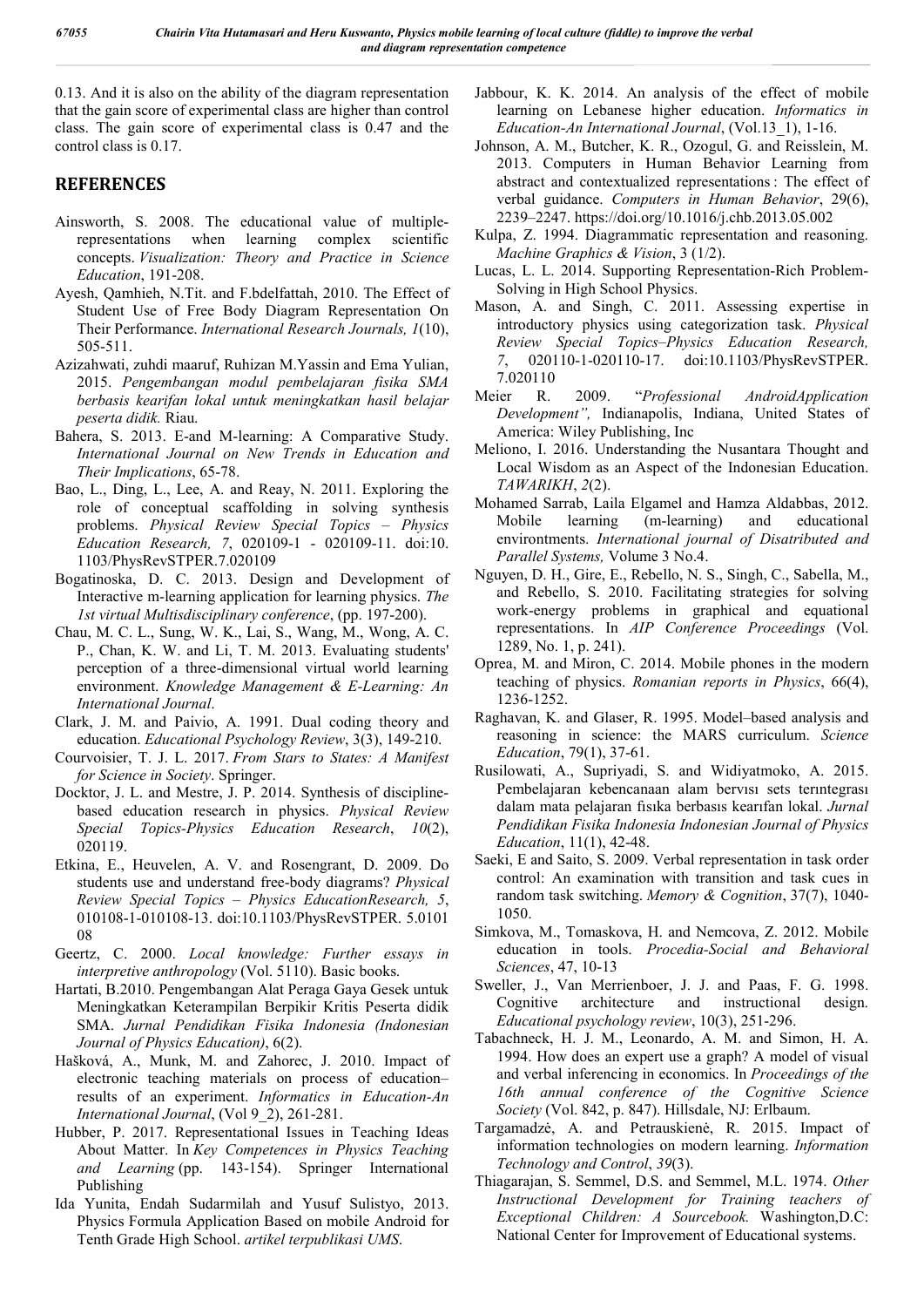0.13. And it is also on the ability of the diagram representation that the gain score of experimental class are higher than control class. The gain score of experimental class is 0.47 and the control class is 0.17.

## REFERENCES

Ainsworth, S. 2008. The educational value of multiple-representations when learning complex scientific concepts. *Visualization: Theory and Practice in Science Education*, 191-208.

Ayesh, Qamhieh, N.Tit. and F.bdelfattah, 2010. The Effect of Student Use of Free Body Diagram Representation On Their Performance. *International Research Journals, 1*(10), 505-511.

Azizahwati, zuhdi maaruf, Ruhizan M.Yassin and Ema Yulian, 2015. *Pengembangan modul pembelajaran fisika SMA berbasis kearifan lokal untuk meningkatkan hasil belajar peserta didik.* Riau.

Bahera, S. 2013. E-and M-learning: A Comparative Study. *International Journal on New Trends in Education and Their Implications*, 65-78.

Bao, L., Ding, L., Lee, A. and Reay, N. 2011. Exploring the role of conceptual scaffolding in solving synthesis problems. *Physical Review Special Topics – Physics Education Research, 7*, 020109-1 - 020109-11. doi:10. 1103/PhysRevSTPER.7.020109

Bogatinoska, D. C. 2013. Design and Development of Interactive m-learning application for learning physics. *The 1st virtual Multisdisciplinary conference*, (pp. 197-200).

Chau, M. C. L., Sung, W. K., Lai, S., Wang, M., Wong, A. C. P., Chan, K. W. and Li, T. M. 2013. Evaluating students' perception of a three-dimensional virtual world learning environment. *Knowledge Management & E-Learning: An International Journal*.

Clark, J. M. and Paivio, A. 1991. Dual coding theory and education. *Educational Psychology Review*, 3(3), 149-210.

Courvoisier, T. J. L. 2017. *From Stars to States: A Manifest for Science in Society*. Springer.

Docktor, J. L. and Mestre, J. P. 2014. Synthesis of discipline-based education research in physics. *Physical Review Special Topics-Physics Education Research*, *10*(2), 020119.

Etkina, E., Heuvelen, A. V. and Rosengrant, D. 2009. Do students use and understand free-body diagrams? *Physical Review Special Topics – Physics EducationResearch, 5*, 010108-1-010108-13. doi:10.1103/PhysRevSTPER. 5.0101 08

Geertz, C. 2000. *Local knowledge: Further essays in interpretive anthropology* (Vol. 5110). Basic books.

Hartati, B.2010. Pengembangan Alat Peraga Gaya Gesek untuk Meningkatkan Keterampilan Berpikir Kritis Peserta didik SMA. *Jurnal Pendidikan Fisika Indonesia (Indonesian Journal of Physics Education)*, 6(2).

Hašková, A., Munk, M. and Zahorec, J. 2010. Impact of electronic teaching materials on process of education–results of an experiment. *Informatics in Education-An International Journal*, (Vol 9_2), 261-281.

Hubber, P. 2017. Representational Issues in Teaching Ideas About Matter. In *Key Competences in Physics Teaching and Learning* (pp. 143-154). Springer International Publishing

Ida Yunita, Endah Sudarmilah and Yusuf Sulistyo, 2013. Physics Formula Application Based on mobile Android for Tenth Grade High School. *artikel terpublikasi UMS.*

Jabbour, K. K. 2014. An analysis of the effect of mobile learning on Lebanese higher education. *Informatics in Education-An International Journal*, (Vol.13_1), 1-16.

Johnson, A. M., Butcher, K. R., Ozogul, G. and Reisslein, M. 2013. Computers in Human Behavior Learning from abstract and contextualized representations : The effect of verbal guidance. *Computers in Human Behavior*, 29(6), 2239–2247. https://doi.org/10.1016/j.chb.2013.05.002

Kulpa, Z. 1994. Diagrammatic representation and reasoning. *Machine Graphics & Vision*, 3 (1/2).

Lucas, L. L. 2014. Supporting Representation-Rich Problem-Solving in High School Physics.

Mason, A. and Singh, C. 2011. Assessing expertise in introductory physics using categorization task. *Physical Review Special Topics–Physics Education Research, 7*, 020110-1-020110-17. doi:10.1103/PhysRevSTPER. 7.020110

Meier R. 2009. "*Professional AndroidApplication Development",* Indianapolis, Indiana, United States of America: Wiley Publishing, Inc

Meliono, I. 2016. Understanding the Nusantara Thought and Local Wisdom as an Aspect of the Indonesian Education. *TAWARIKH*, *2*(2).

Mohamed Sarrab, Laila Elgamel and Hamza Aldabbas, 2012. Mobile learning (m-learning) and educational environtments. *International journal of Disatributed and Parallel Systems,* Volume 3 No.4.

Nguyen, D. H., Gire, E., Rebello, N. S., Singh, C., Sabella, M., and Rebello, S. 2010. Facilitating strategies for solving work-energy problems in graphical and equational representations. In *AIP Conference Proceedings* (Vol. 1289, No. 1, p. 241).

Oprea, M. and Miron, C. 2014. Mobile phones in the modern teaching of physics. *Romanian reports in Physics*, 66(4), 1236-1252.

Raghavan, K. and Glaser, R. 1995. Model–based analysis and reasoning in science: the MARS curriculum. *Science Education*, 79(1), 37-61.

Rusilowati, A., Supriyadi, S. and Widiyatmoko, A. 2015. Pembelajaran kebencanaan alam bervısı sets terıntegrası dalam mata pelajaran fısıka berbasıs kearıfan lokal. *Jurnal Pendidikan Fisika Indonesia Indonesian Journal of Physics Education*, 11(1), 42-48.

Saeki, E and Saito, S. 2009. Verbal representation in task order control: An examination with transition and task cues in random task switching. *Memory & Cognition*, 37(7), 1040-1050.

Simkova, M., Tomaskova, H. and Nemcova, Z. 2012. Mobile education in tools. *Procedia-Social and Behavioral Sciences*, 47, 10-13

Sweller, J., Van Merrienboer, J. J. and Paas, F. G. 1998. Cognitive architecture and instructional design. *Educational psychology review*, 10(3), 251-296.

Tabachneck, H. J. M., Leonardo, A. M. and Simon, H. A. 1994. How does an expert use a graph? A model of visual and verbal inferencing in economics. In *Proceedings of the 16th annual conference of the Cognitive Science Society* (Vol. 842, p. 847). Hillsdale, NJ: Erlbaum.

Targamadzė, A. and Petrauskienė, R. 2015. Impact of information technologies on modern learning. *Information Technology and Control*, *39*(3).

Thiagarajan, S. Semmel, D.S. and Semmel, M.L. 1974. *Other Instructional Development for Training teachers of Exceptional Children: A Sourcebook.* Washington,D.C: National Center for Improvement of Educational systems.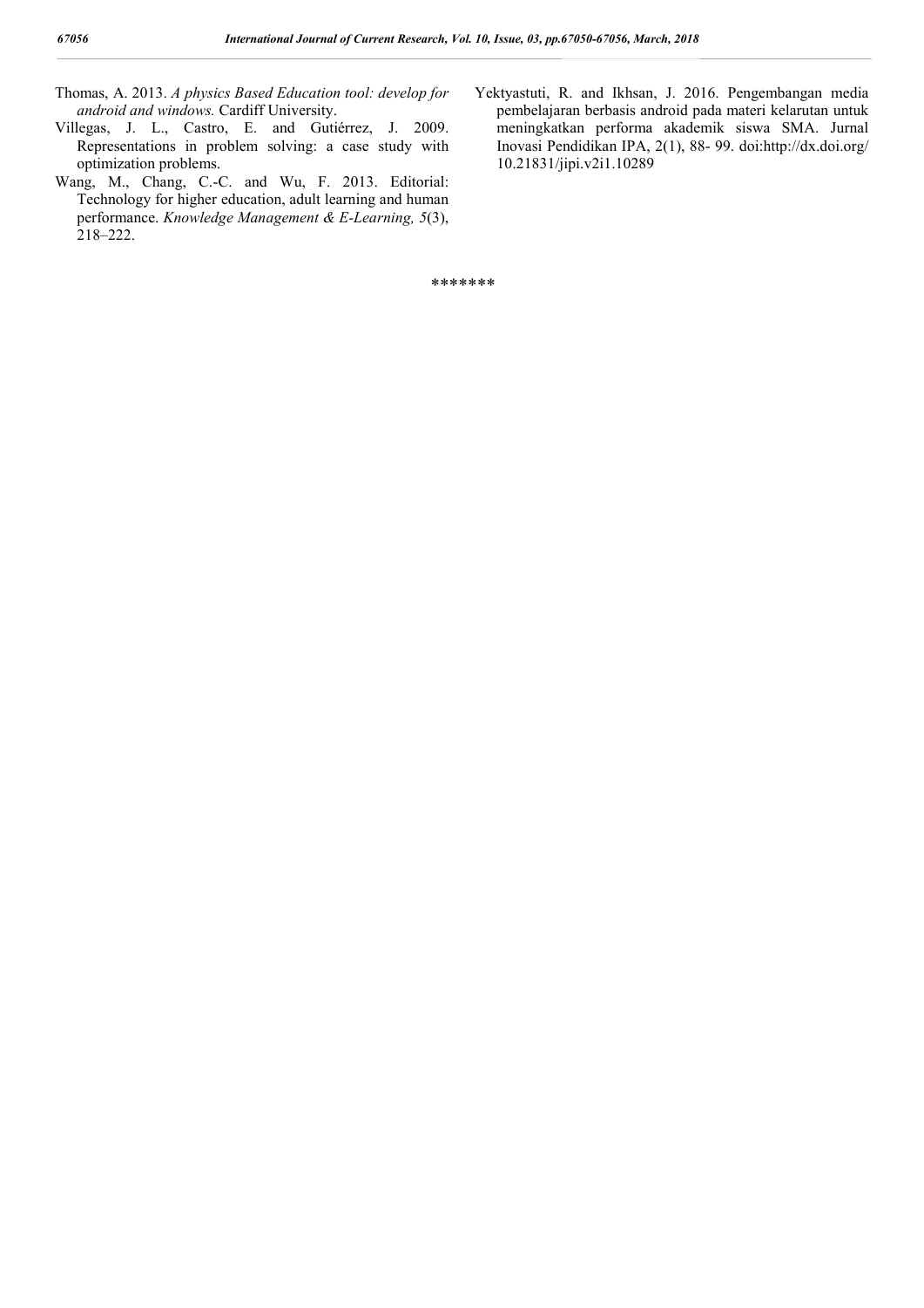Thomas, A. 2013. *A physics Based Education tool: develop for android and windows.* Cardiff University.

Villegas, J. L., Castro, E. and Gutiérrez, J. 2009. Representations in problem solving: a case study with optimization problems.

Wang, M., Chang, C.-C. and Wu, F. 2013. Editorial: Technology for higher education, adult learning and human performance. *Knowledge Management & E-Learning, 5*(3), 218–222.

Yektyastuti, R. and Ikhsan, J. 2016. Pengembangan media pembelajaran berbasis android pada materi kelarutan untuk meningkatkan performa akademik siswa SMA. Jurnal Inovasi Pendidikan IPA, 2(1), 88- 99. doi:http://dx.doi.org/10.21831/jipi.v2i1.10289

*******